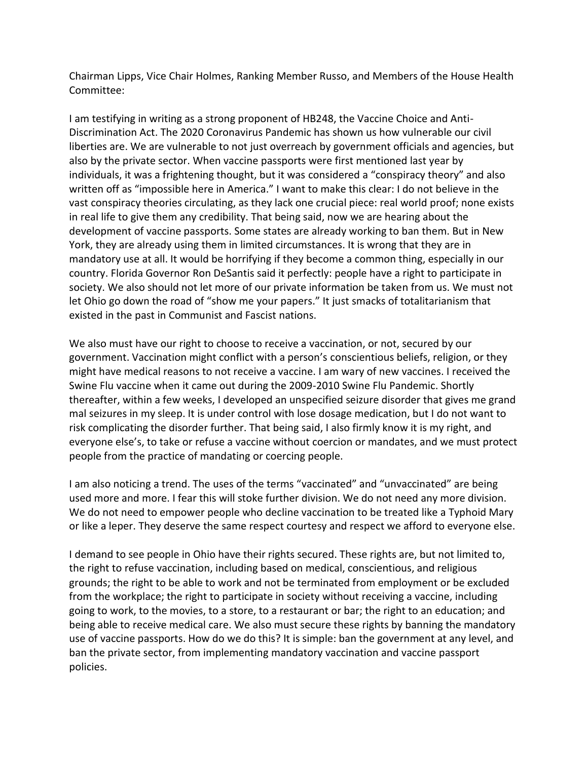Chairman Lipps, Vice Chair Holmes, Ranking Member Russo, and Members of the House Health Committee:

I am testifying in writing as a strong proponent of HB248, the Vaccine Choice and Anti-Discrimination Act. The 2020 Coronavirus Pandemic has shown us how vulnerable our civil liberties are. We are vulnerable to not just overreach by government officials and agencies, but also by the private sector. When vaccine passports were first mentioned last year by individuals, it was a frightening thought, but it was considered a "conspiracy theory" and also written off as "impossible here in America." I want to make this clear: I do not believe in the vast conspiracy theories circulating, as they lack one crucial piece: real world proof; none exists in real life to give them any credibility. That being said, now we are hearing about the development of vaccine passports. Some states are already working to ban them. But in New York, they are already using them in limited circumstances. It is wrong that they are in mandatory use at all. It would be horrifying if they become a common thing, especially in our country. Florida Governor Ron DeSantis said it perfectly: people have a right to participate in society. We also should not let more of our private information be taken from us. We must not let Ohio go down the road of "show me your papers." It just smacks of totalitarianism that existed in the past in Communist and Fascist nations.

We also must have our right to choose to receive a vaccination, or not, secured by our government. Vaccination might conflict with a person's conscientious beliefs, religion, or they might have medical reasons to not receive a vaccine. I am wary of new vaccines. I received the Swine Flu vaccine when it came out during the 2009-2010 Swine Flu Pandemic. Shortly thereafter, within a few weeks, I developed an unspecified seizure disorder that gives me grand mal seizures in my sleep. It is under control with lose dosage medication, but I do not want to risk complicating the disorder further. That being said, I also firmly know it is my right, and everyone else's, to take or refuse a vaccine without coercion or mandates, and we must protect people from the practice of mandating or coercing people.

I am also noticing a trend. The uses of the terms "vaccinated" and "unvaccinated" are being used more and more. I fear this will stoke further division. We do not need any more division. We do not need to empower people who decline vaccination to be treated like a Typhoid Mary or like a leper. They deserve the same respect courtesy and respect we afford to everyone else.

I demand to see people in Ohio have their rights secured. These rights are, but not limited to, the right to refuse vaccination, including based on medical, conscientious, and religious grounds; the right to be able to work and not be terminated from employment or be excluded from the workplace; the right to participate in society without receiving a vaccine, including going to work, to the movies, to a store, to a restaurant or bar; the right to an education; and being able to receive medical care. We also must secure these rights by banning the mandatory use of vaccine passports. How do we do this? It is simple: ban the government at any level, and ban the private sector, from implementing mandatory vaccination and vaccine passport policies.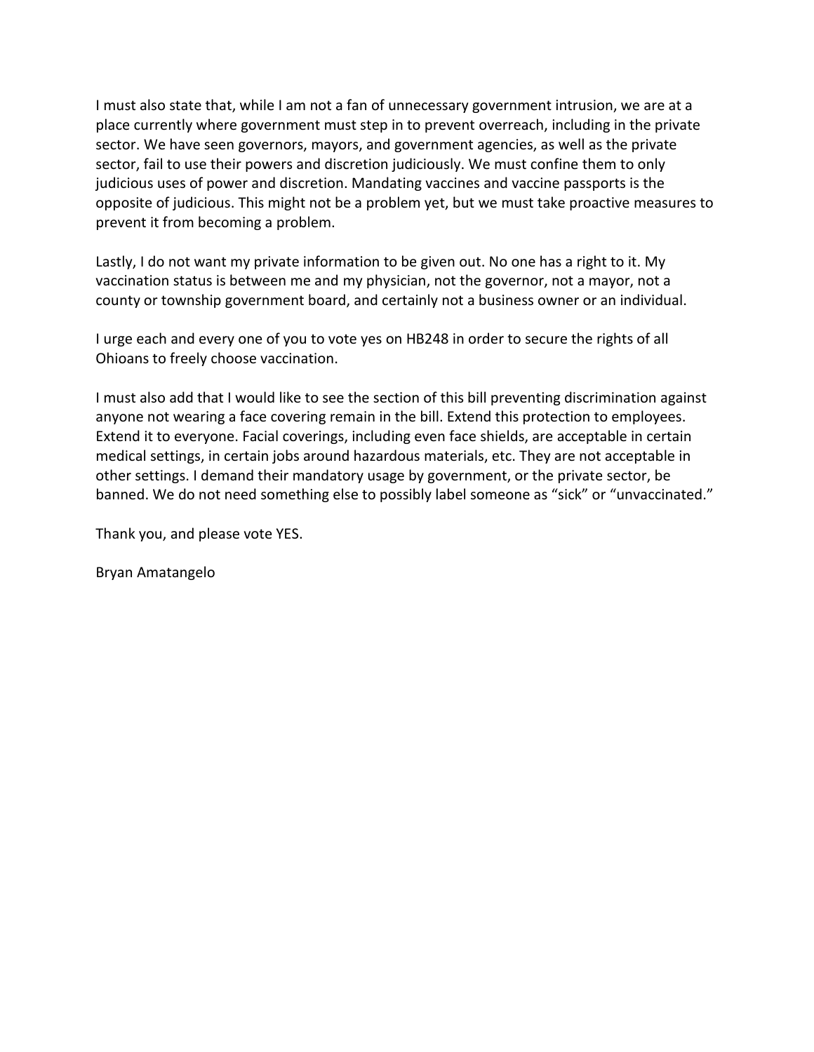I must also state that, while I am not a fan of unnecessary government intrusion, we are at a place currently where government must step in to prevent overreach, including in the private sector. We have seen governors, mayors, and government agencies, as well as the private sector, fail to use their powers and discretion judiciously. We must confine them to only judicious uses of power and discretion. Mandating vaccines and vaccine passports is the opposite of judicious. This might not be a problem yet, but we must take proactive measures to prevent it from becoming a problem.

Lastly, I do not want my private information to be given out. No one has a right to it. My vaccination status is between me and my physician, not the governor, not a mayor, not a county or township government board, and certainly not a business owner or an individual.

I urge each and every one of you to vote yes on HB248 in order to secure the rights of all Ohioans to freely choose vaccination.

I must also add that I would like to see the section of this bill preventing discrimination against anyone not wearing a face covering remain in the bill. Extend this protection to employees. Extend it to everyone. Facial coverings, including even face shields, are acceptable in certain medical settings, in certain jobs around hazardous materials, etc. They are not acceptable in other settings. I demand their mandatory usage by government, or the private sector, be banned. We do not need something else to possibly label someone as "sick" or "unvaccinated."

Thank you, and please vote YES.

Bryan Amatangelo